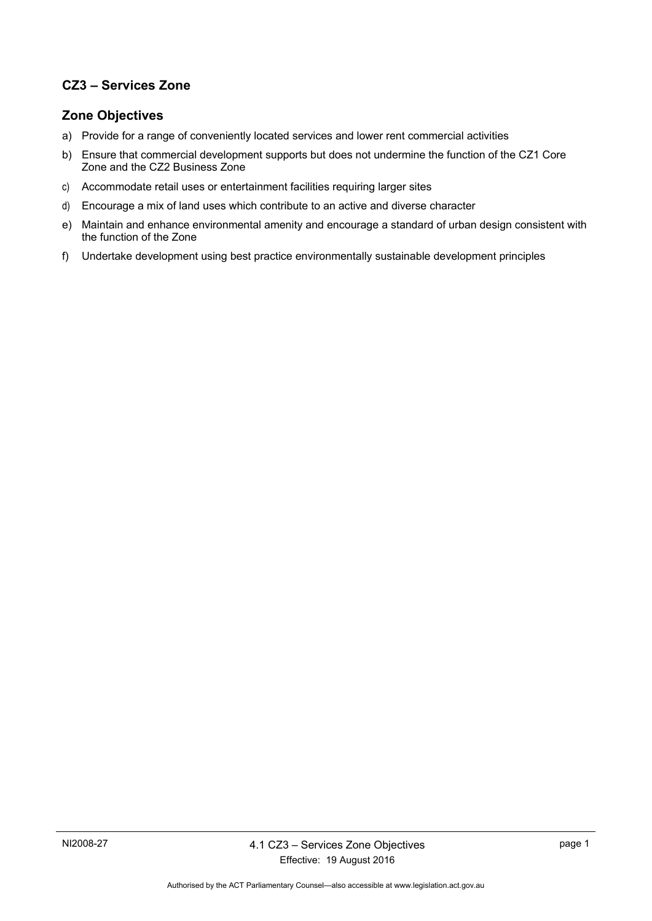## CZ3 – Services Zone

### Zone Objectives

a) Provide for a range of conveniently located services and lower rent commercial activities

b) Ensure that commercial development supports but does not undermine the function of the CZ1 Core Zone and the CZ2 Business Zone

c) Accommodate retail uses or entertainment facilities requiring larger sites

d) Encourage a mix of land uses which contribute to an active and diverse character

e) Maintain and enhance environmental amenity and encourage a standard of urban design consistent with the function of the Zone

f) Undertake development using best practice environmentally sustainable development principles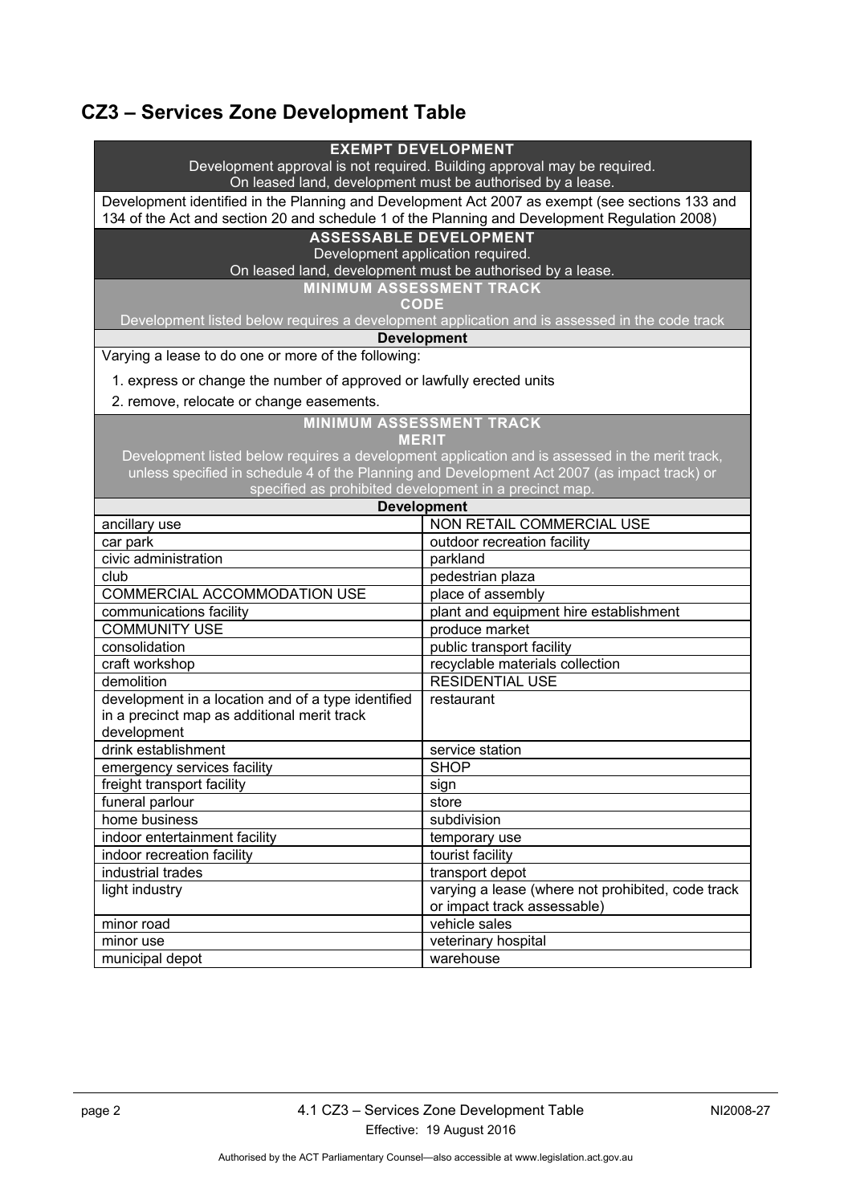## CZ3 – Services Zone Development Table

| EXEMPT DEVELOPMENT<br>Development approval is not required. Building approval may be required.<br>On leased land, development must be authorised by a lease. | |
|---|---|
| Development identified in the Planning and Development Act 2007 as exempt (see sections 133 and 134 of the Act and section 20 and schedule 1 of the Planning and Development Regulation 2008) | |
| **ASSESSABLE DEVELOPMENT**<br>Development application required.<br>On leased land, development must be authorised by a lease. | |
| **MINIMUM ASSESSMENT TRACK**<br>**CODE**<br>Development listed below requires a development application and is assessed in the code track | |
| **Development** | |
| Varying a lease to do one or more of the following:<br>1. express or change the number of approved or lawfully erected units<br>2. remove, relocate or change easements. | |
| **MINIMUM ASSESSMENT TRACK**<br>**MERIT**<br>Development listed below requires a development application and is assessed in the merit track, unless specified in schedule 4 of the Planning and Development Act 2007 (as impact track) or specified as prohibited development in a precinct map. | |
| **Development** | |
| ancillary use | NON RETAIL COMMERCIAL USE |
| car park | outdoor recreation facility |
| civic administration | parkland |
| club | pedestrian plaza |
| COMMERCIAL ACCOMMODATION USE | place of assembly |
| communications facility | plant and equipment hire establishment |
| COMMUNITY USE | produce market |
| consolidation | public transport facility |
| craft workshop | recyclable materials collection |
| demolition | RESIDENTIAL USE |
| development in a location and of a type identified in a precinct map as additional merit track development | restaurant |
| drink establishment | service station |
| emergency services facility | SHOP |
| freight transport facility | sign |
| funeral parlour | store |
| home business | subdivision |
| indoor entertainment facility | temporary use |
| indoor recreation facility | tourist facility |
| industrial trades | transport depot |
| light industry | varying a lease (where not prohibited, code track or impact track assessable) |
| minor road | vehicle sales |
| minor use | veterinary hospital |
| municipal depot | warehouse |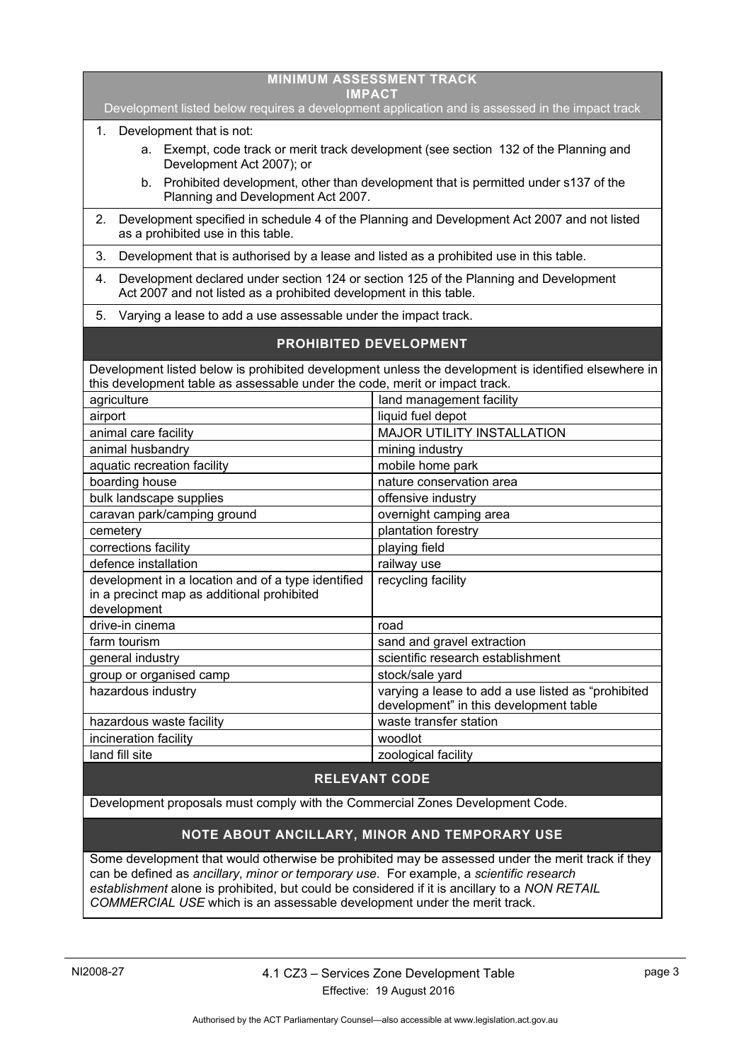## MINIMUM ASSESSMENT TRACK
## IMPACT

Development listed below requires a development application and is assessed in the impact track

1. Development that is not:
   a. Exempt, code track or merit track development (see section 132 of the Planning and Development Act 2007); or
   b. Prohibited development, other than development that is permitted under s137 of the Planning and Development Act 2007.
2. Development specified in schedule 4 of the Planning and Development Act 2007 and not listed as a prohibited use in this table.
3. Development that is authorised by a lease and listed as a prohibited use in this table.
4. Development declared under section 124 or section 125 of the Planning and Development Act 2007 and not listed as a prohibited development in this table.
5. Varying a lease to add a use assessable under the impact track.

## PROHIBITED DEVELOPMENT

Development listed below is prohibited development unless the development is identified elsewhere in this development table as assessable under the code, merit or impact track.

| | |
|---|---|
| agriculture | land management facility |
| airport | liquid fuel depot |
| animal care facility | MAJOR UTILITY INSTALLATION |
| animal husbandry | mining industry |
| aquatic recreation facility | mobile home park |
| boarding house | nature conservation area |
| bulk landscape supplies | offensive industry |
| caravan park/camping ground | overnight camping area |
| cemetery | plantation forestry |
| corrections facility | playing field |
| defence installation | railway use |
| development in a location and of a type identified in a precinct map as additional prohibited development | recycling facility |
| drive-in cinema | road |
| farm tourism | sand and gravel extraction |
| general industry | scientific research establishment |
| group or organised camp | stock/sale yard |
| hazardous industry | varying a lease to add a use listed as "prohibited development" in this development table |
| hazardous waste facility | waste transfer station |
| incineration facility | woodlot |
| land fill site | zoological facility |

## RELEVANT CODE

Development proposals must comply with the Commercial Zones Development Code.

## NOTE ABOUT ANCILLARY, MINOR AND TEMPORARY USE

Some development that would otherwise be prohibited may be assessed under the merit track if they can be defined as *ancillary*, *minor or temporary use*. For example, a *scientific research establishment* alone is prohibited, but could be considered if it is ancillary to a *NON RETAIL COMMERCIAL USE* which is an assessable development under the merit track.